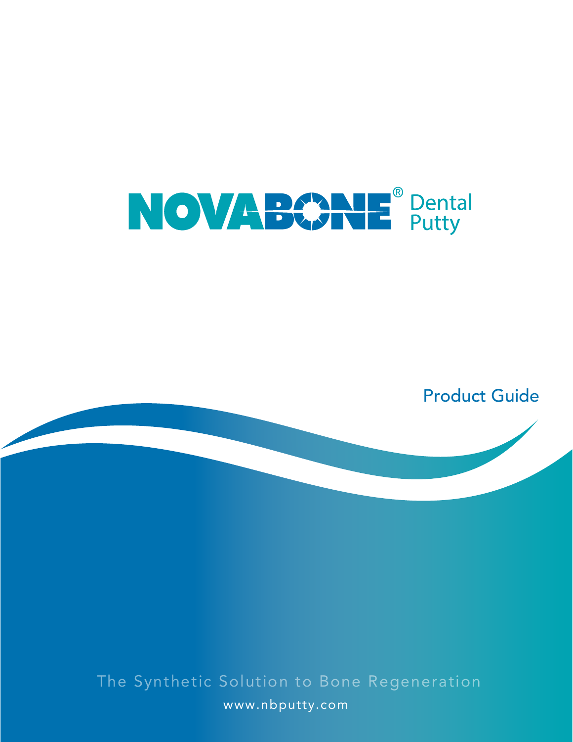# NOVABONE® Dental Putty

## Product Guide

The Synthetic Solution to Bone Regeneration

www.nbputty.com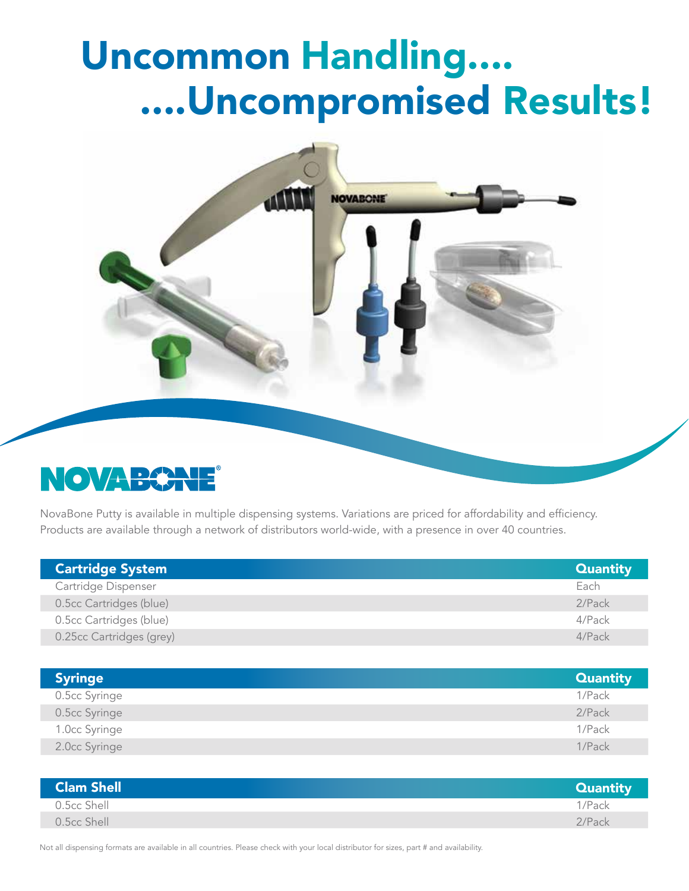# Uncommon Handling....
# ....Uncompromised Results!

NOVABONE®

NovaBone Putty is available in multiple dispensing systems. Variations are priced for affordability and efficiency. Products are available through a network of distributors world-wide, with a presence in over 40 countries.

| Cartridge System | Quantity |
|---|---|
| Cartridge Dispenser | Each |
| 0.5cc Cartridges (blue) | 2/Pack |
| 0.5cc Cartridges (blue) | 4/Pack |
| 0.25cc Cartridges (grey) | 4/Pack |

| Syringe | Quantity |
|---|---|
| 0.5cc Syringe | 1/Pack |
| 0.5cc Syringe | 2/Pack |
| 1.0cc Syringe | 1/Pack |
| 2.0cc Syringe | 1/Pack |

| Clam Shell | Quantity |
|---|---|
| 0.5cc Shell | 1/Pack |
| 0.5cc Shell | 2/Pack |

Not all dispensing formats are available in all countries. Please check with your local distributor for sizes, part # and availability.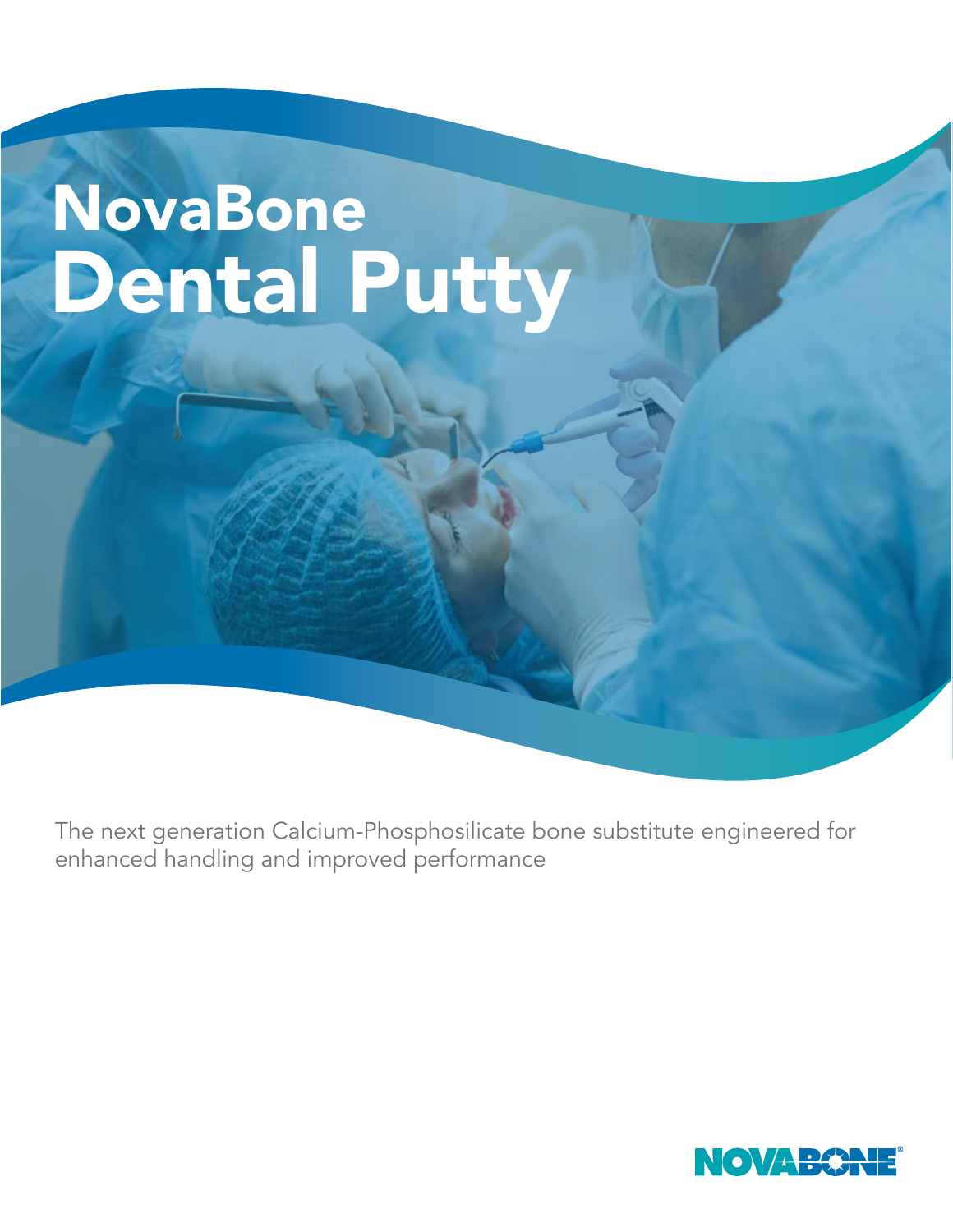# NovaBone Dental Putty

The next generation Calcium-Phosphosilicate bone substitute engineered for enhanced handling and improved performance

NOVABONE®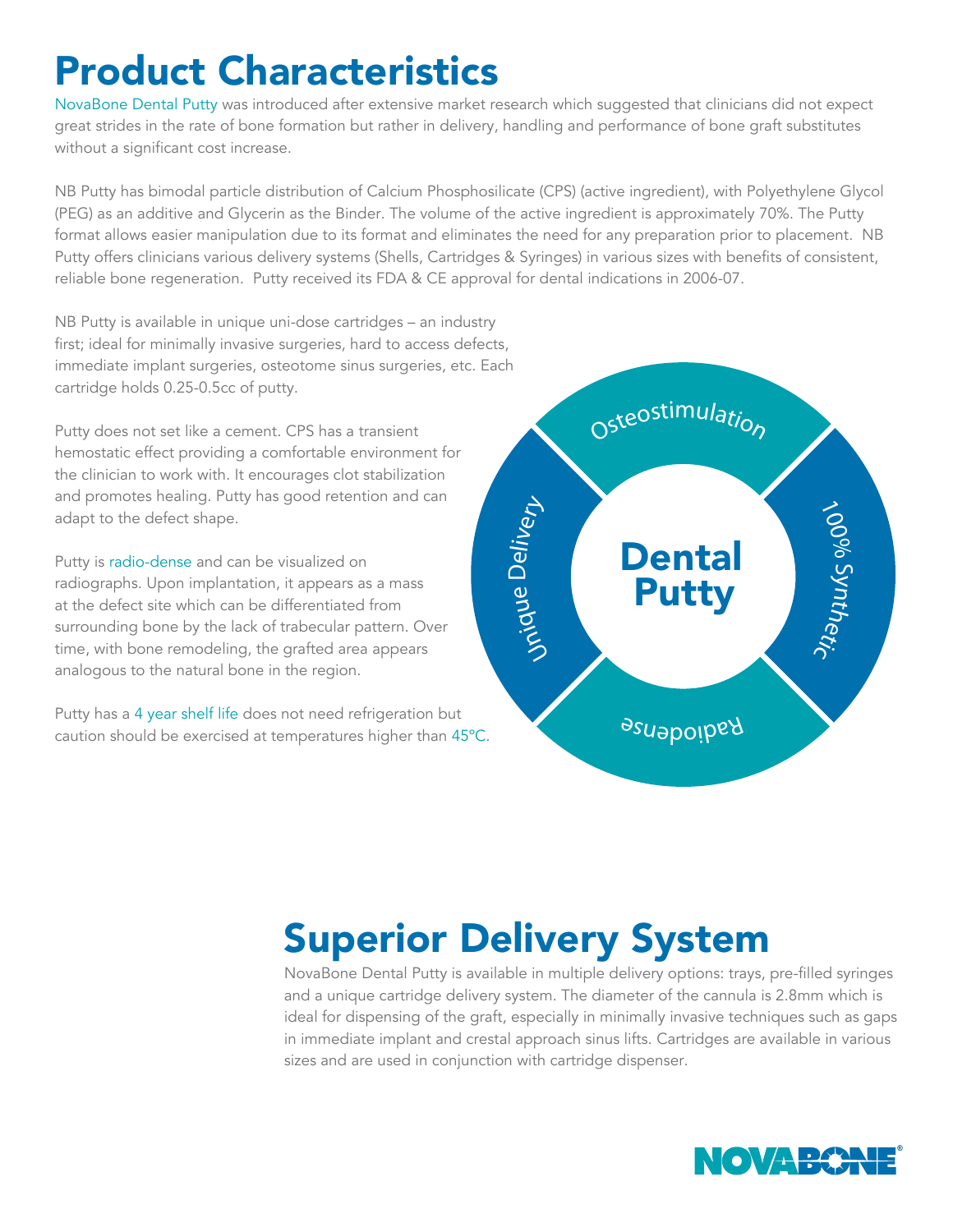# Product Characteristics

NovaBone Dental Putty was introduced after extensive market research which suggested that clinicians did not expect great strides in the rate of bone formation but rather in delivery, handling and performance of bone graft substitutes without a significant cost increase.

NB Putty has bimodal particle distribution of Calcium Phosphosilicate (CPS) (active ingredient), with Polyethylene Glycol (PEG) as an additive and Glycerin as the Binder. The volume of the active ingredient is approximately 70%. The Putty format allows easier manipulation due to its format and eliminates the need for any preparation prior to placement. NB Putty offers clinicians various delivery systems (Shells, Cartridges & Syringes) in various sizes with benefits of consistent, reliable bone regeneration. Putty received its FDA & CE approval for dental indications in 2006-07.

NB Putty is available in unique uni-dose cartridges – an industry first; ideal for minimally invasive surgeries, hard to access defects, immediate implant surgeries, osteotome sinus surgeries, etc. Each cartridge holds 0.25-0.5cc of putty.

Putty does not set like a cement. CPS has a transient hemostatic effect providing a comfortable environment for the clinician to work with. It encourages clot stabilization and promotes healing. Putty has good retention and can adapt to the defect shape.

Putty is radio-dense and can be visualized on radiographs. Upon implantation, it appears as a mass at the defect site which can be differentiated from surrounding bone by the lack of trabecular pattern. Over time, with bone remodeling, the grafted area appears analogous to the natural bone in the region.

Putty has a 4 year shelf life does not need refrigeration but caution should be exercised at temperatures higher than 45°C.

**Dental Putty**

- Osteostimulation
- 100% Synthetic
- Radiodense
- Unique Delivery

# Superior Delivery System

NovaBone Dental Putty is available in multiple delivery options: trays, pre-filled syringes and a unique cartridge delivery system. The diameter of the cannula is 2.8mm which is ideal for dispensing of the graft, especially in minimally invasive techniques such as gaps in immediate implant and crestal approach sinus lifts. Cartridges are available in various sizes and are used in conjunction with cartridge dispenser.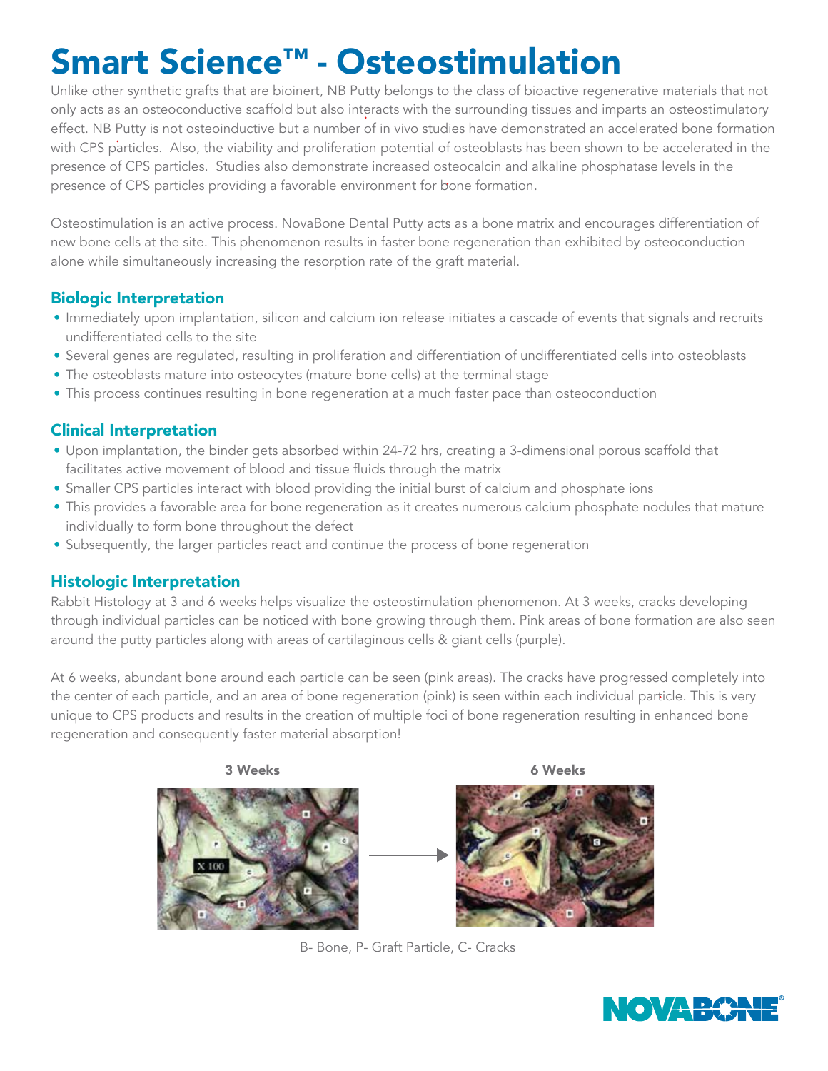# Smart Science™ - Osteostimulation

Unlike other synthetic grafts that are bioinert, NB Putty belongs to the class of bioactive regenerative materials that not only acts as an osteoconductive scaffold but also interacts with the surrounding tissues and imparts an osteostimulatory effect. NB Putty is not osteoinductive but a number of in vivo studies have demonstrated an accelerated bone formation with CPS particles. Also, the viability and proliferation potential of osteoblasts has been shown to be accelerated in the presence of CPS particles. Studies also demonstrate increased osteocalcin and alkaline phosphatase levels in the presence of CPS particles providing a favorable environment for bone formation.

Osteostimulation is an active process. NovaBone Dental Putty acts as a bone matrix and encourages differentiation of new bone cells at the site. This phenomenon results in faster bone regeneration than exhibited by osteoconduction alone while simultaneously increasing the resorption rate of the graft material.

## Biologic Interpretation

- Immediately upon implantation, silicon and calcium ion release initiates a cascade of events that signals and recruits undifferentiated cells to the site
- Several genes are regulated, resulting in proliferation and differentiation of undifferentiated cells into osteoblasts
- The osteoblasts mature into osteocytes (mature bone cells) at the terminal stage
- This process continues resulting in bone regeneration at a much faster pace than osteoconduction

## Clinical Interpretation

- Upon implantation, the binder gets absorbed within 24-72 hrs, creating a 3-dimensional porous scaffold that facilitates active movement of blood and tissue fluids through the matrix
- Smaller CPS particles interact with blood providing the initial burst of calcium and phosphate ions
- This provides a favorable area for bone regeneration as it creates numerous calcium phosphate nodules that mature individually to form bone throughout the defect
- Subsequently, the larger particles react and continue the process of bone regeneration

## Histologic Interpretation

Rabbit Histology at 3 and 6 weeks helps visualize the osteostimulation phenomenon. At 3 weeks, cracks developing through individual particles can be noticed with bone growing through them. Pink areas of bone formation are also seen around the putty particles along with areas of cartilaginous cells & giant cells (purple).

At 6 weeks, abundant bone around each particle can be seen (pink areas). The cracks have progressed completely into the center of each particle, and an area of bone regeneration (pink) is seen within each individual particle. This is very unique to CPS products and results in the creation of multiple foci of bone regeneration resulting in enhanced bone regeneration and consequently faster material absorption!

**3 Weeks** **6 Weeks**

B- Bone, P- Graft Particle, C- Cracks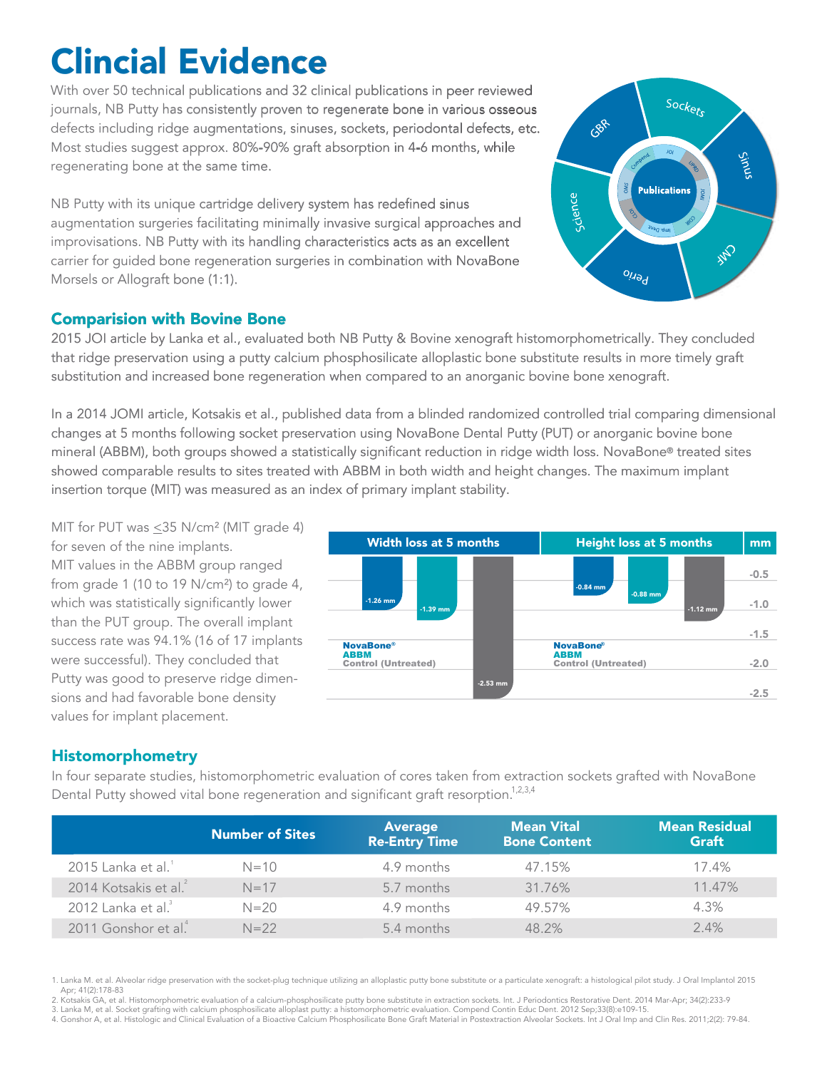# Clincial Evidence

With over 50 technical publications and 32 clinical publications in peer reviewed journals, NB Putty has consistently proven to regenerate bone in various osseous defects including ridge augmentations, sinuses, sockets, periodontal defects, etc. Most studies suggest approx. 80%-90% graft absorption in 4-6 months, while regenerating bone at the same time.

NB Putty with its unique cartridge delivery system has redefined sinus augmentation surgeries facilitating minimally invasive surgical approaches and improvisations. NB Putty with its handling characteristics acts as an excellent carrier for guided bone regeneration surgeries in combination with NovaBone Morsels or Allograft bone (1:1).

## Comparision with Bovine Bone

2015 JOI article by Lanka et al., evaluated both NB Putty & Bovine xenograft histomorphometrically. They concluded that ridge preservation using a putty calcium phosphosilicate alloplastic bone substitute results in more timely graft substitution and increased bone regeneration when compared to an anorganic bovine bone xenograft.

In a 2014 JOMI article, Kotsakis et al., published data from a blinded randomized controlled trial comparing dimensional changes at 5 months following socket preservation using NovaBone Dental Putty (PUT) or anorganic bovine bone mineral (ABBM), both groups showed a statistically significant reduction in ridge width loss. NovaBone® treated sites showed comparable results to sites treated with ABBM in both width and height changes. The maximum implant insertion torque (MIT) was measured as an index of primary implant stability.

MIT for PUT was ≤35 N/cm² (MIT grade 4) for seven of the nine implants. MIT values in the ABBM group ranged from grade 1 (10 to 19 N/cm²) to grade 4, which was statistically significantly lower than the PUT group. The overall implant success rate was 94.1% (16 of 17 implants were successful). They concluded that Putty was good to preserve ridge dimensions and had favorable bone density values for implant placement.

| | Width loss at 5 months (mm) | Height loss at 5 months (mm) |
|---|---|---|
| NovaBone® | -1.26 mm | -0.84 mm |
| ABBM | -1.39 mm | -0.88 mm |
| Control (Untreated) | -2.53 mm | -1.12 mm |

## Histomorphometry

In four separate studies, histomorphometric evaluation of cores taken from extraction sockets grafted with NovaBone Dental Putty showed vital bone regeneration and significant graft resorption.[1,2,3,4]

| | Number of Sites | Average Re-Entry Time | Mean Vital Bone Content | Mean Residual Graft |
|---|---|---|---|---|
| 2015 Lanka et al.[1] | N=10 | 4.9 months | 47.15% | 17.4% |
| 2014 Kotsakis et al.[2] | N=17 | 5.7 months | 31.76% | 11.47% |
| 2012 Lanka et al.[3] | N=20 | 4.9 months | 49.57% | 4.3% |
| 2011 Gonshor et al.[4] | N=22 | 5.4 months | 48.2% | 2.4% |

1. Lanka M. et al. Alveolar ridge preservation with the socket-plug technique utilizing an alloplastic putty bone substitute or a particulate xenograft: a histological pilot study. J Oral Implantol 2015 Apr; 41(2):178-83
2. Kotsakis GA, et al. Histomorphometric evaluation of a calcium-phosphosilicate putty bone substitute in extraction sockets. Int. J Periodontics Restorative Dent. 2014 Mar-Apr; 34(2):233-9
3. Lanka M, et al. Socket grafting with calcium phosphosilicate alloplast putty: a histomorphometric evaluation. Compend Contin Educ Dent. 2012 Sep;33(8):e109-15.
4. Gonshor A, et al. Histologic and Clinical Evaluation of a Bioactive Calcium Phosphosilicate Bone Graft Material in Postextraction Alveolar Sockets. Int J Oral Imp and Clin Res. 2011;2(2): 79-84.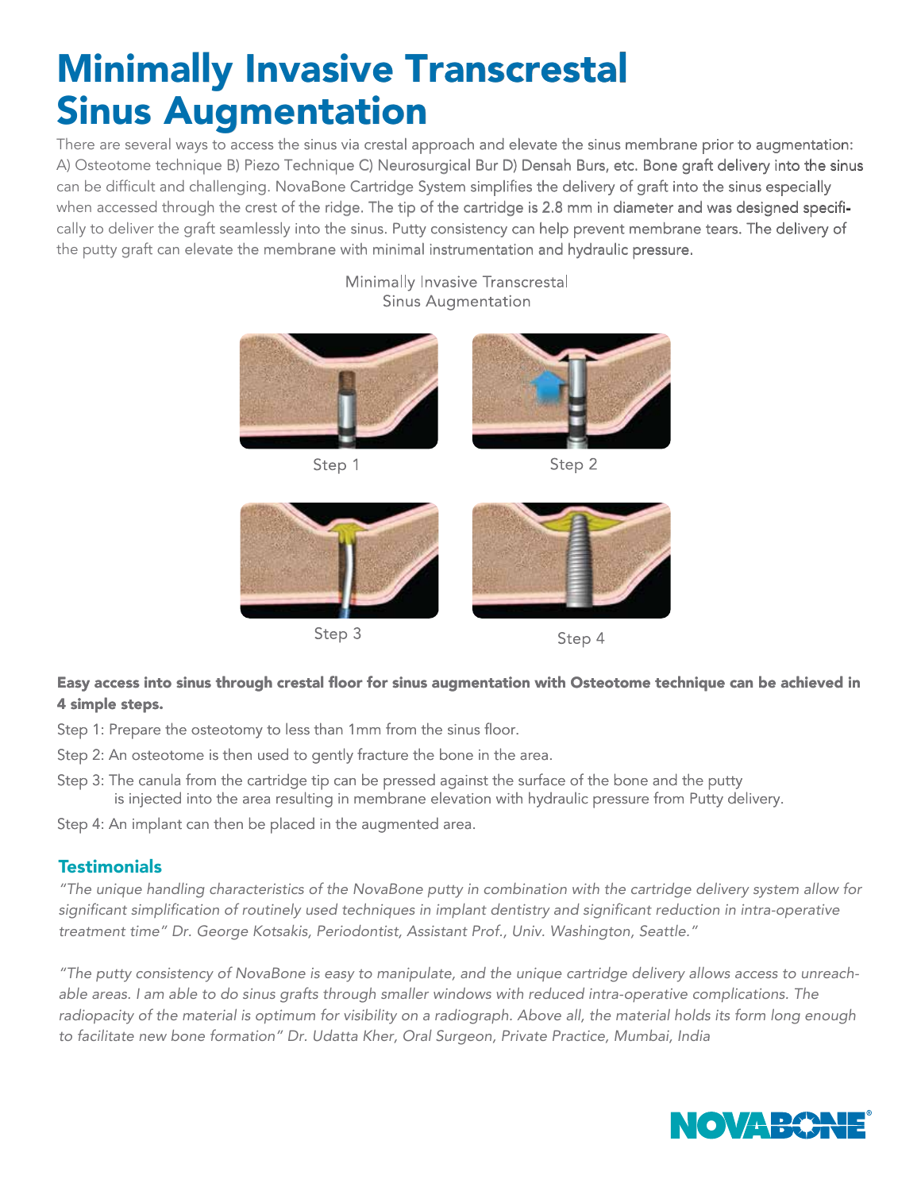# Minimally Invasive Transcrestal Sinus Augmentation

There are several ways to access the sinus via crestal approach and elevate the sinus membrane prior to augmentation: A) Osteotome technique B) Piezo Technique C) Neurosurgical Bur D) Densah Burs, etc. Bone graft delivery into the sinus can be difficult and challenging. NovaBone Cartridge System simplifies the delivery of graft into the sinus especially when accessed through the crest of the ridge. The tip of the cartridge is 2.8 mm in diameter and was designed specifically to deliver the graft seamlessly into the sinus. Putty consistency can help prevent membrane tears. The delivery of the putty graft can elevate the membrane with minimal instrumentation and hydraulic pressure.

Minimally Invasive Transcrestal Sinus Augmentation

Step 1

Step 2

Step 3

Step 4

**Easy access into sinus through crestal floor for sinus augmentation with Osteotome technique can be achieved in 4 simple steps.**

Step 1: Prepare the osteotomy to less than 1mm from the sinus floor.

Step 2: An osteotome is then used to gently fracture the bone in the area.

Step 3: The canula from the cartridge tip can be pressed against the surface of the bone and the putty is injected into the area resulting in membrane elevation with hydraulic pressure from Putty delivery.

Step 4: An implant can then be placed in the augmented area.

## Testimonials

*"The unique handling characteristics of the NovaBone putty in combination with the cartridge delivery system allow for significant simplification of routinely used techniques in implant dentistry and significant reduction in intra-operative treatment time" Dr. George Kotsakis, Periodontist, Assistant Prof., Univ. Washington, Seattle."*

*"The putty consistency of NovaBone is easy to manipulate, and the unique cartridge delivery allows access to unreachable areas. I am able to do sinus grafts through smaller windows with reduced intra-operative complications. The radiopacity of the material is optimum for visibility on a radiograph. Above all, the material holds its form long enough to facilitate new bone formation" Dr. Udatta Kher, Oral Surgeon, Private Practice, Mumbai, India*

NOVABONE®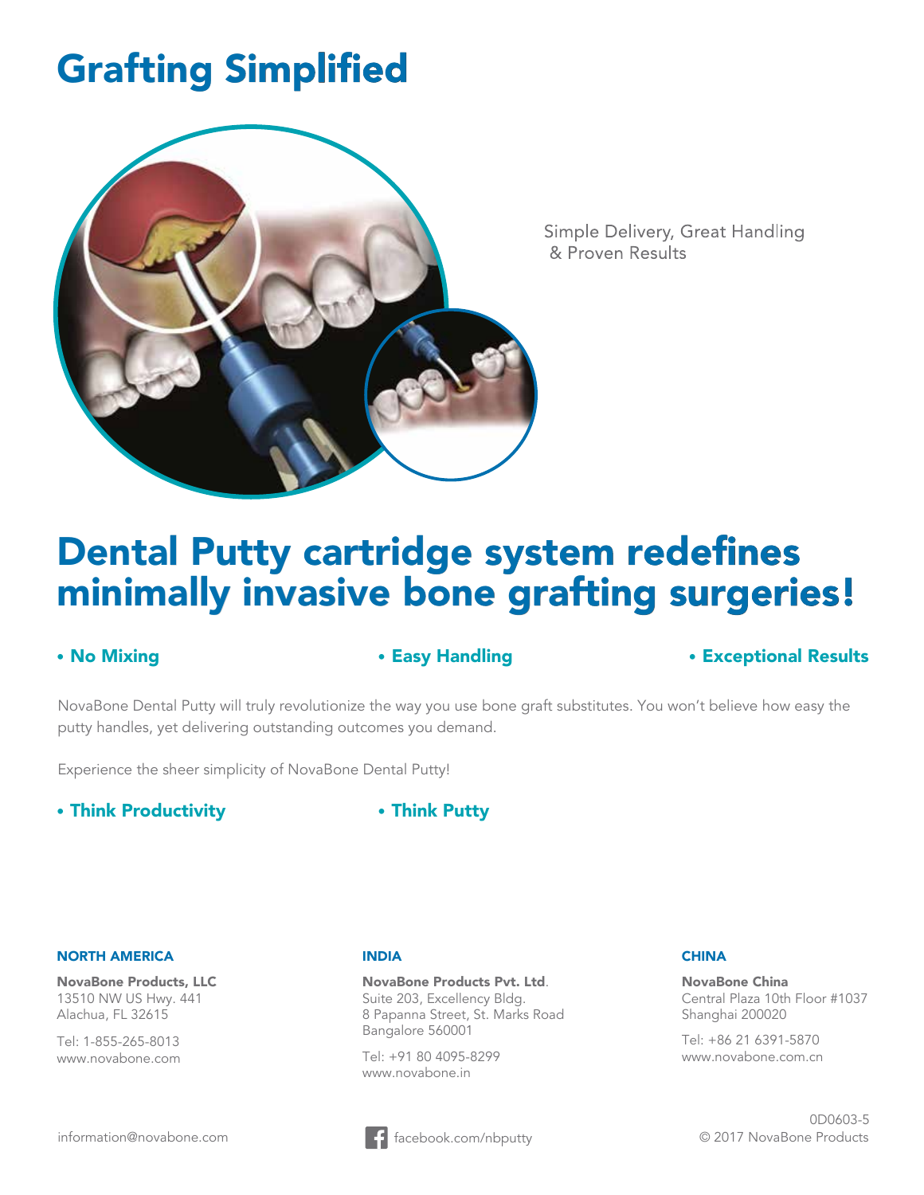# Grafting Simplified

Simple Delivery, Great Handling
& Proven Results

## Dental Putty cartridge system redefines minimally invasive bone grafting surgeries!

- **No Mixing**
- **Easy Handling**
- **Exceptional Results**

NovaBone Dental Putty will truly revolutionize the way you use bone graft substitutes. You won't believe how easy the putty handles, yet delivering outstanding outcomes you demand.

Experience the sheer simplicity of NovaBone Dental Putty!

- **Think Productivity**
- **Think Putty**

**NORTH AMERICA**

**NovaBone Products, LLC**
13510 NW US Hwy. 441
Alachua, FL 32615

Tel: 1-855-265-8013
www.novabone.com

**INDIA**

**NovaBone Products Pvt. Ltd.**
Suite 203, Excellency Bldg.
8 Papanna Street, St. Marks Road
Bangalore 560001

Tel: +91 80 4095-8299
www.novabone.in

**CHINA**

**NovaBone China**
Central Plaza 10th Floor #1037
Shanghai 200020

Tel: +86 21 6391-5870
www.novabone.com.cn

information@novabone.com

facebook.com/nbputty

0D0603-5
© 2017 NovaBone Products